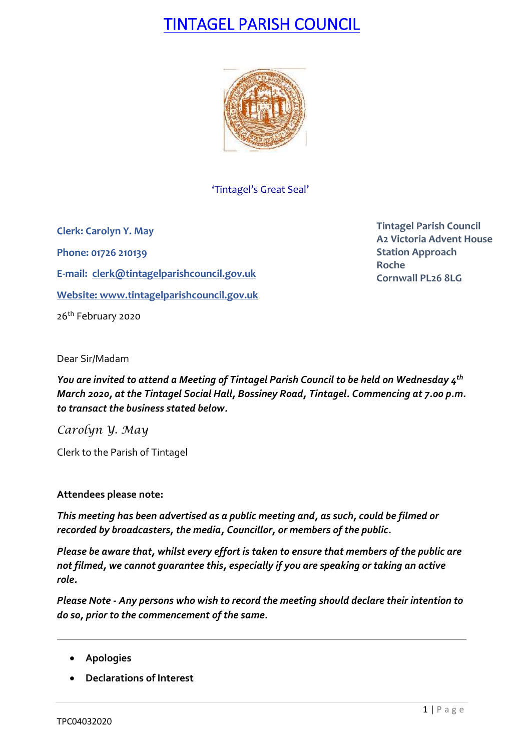# TINTAGEL PARISH COUNCIL

'Tintagel's Great Seal'

**Clerk: Carolyn Y. May**

**Phone: 01726 210139**

**E-mail: clerk@tintagelparishcouncil.gov.uk**

**Website: www.tintagelparishcouncil.gov.uk**

**Tintagel Parish Council**
**A2 Victoria Advent House**
**Station Approach**
**Roche**
**Cornwall PL26 8LG**

26th February 2020

Dear Sir/Madam

***You are invited to attend a Meeting of Tintagel Parish Council to be held on Wednesday 4th March 2020, at the Tintagel Social Hall, Bossiney Road, Tintagel. Commencing at 7.00 p.m. to transact the business stated below.***

*Carolyn Y. May*

Clerk to the Parish of Tintagel

**Attendees please note:**

***This meeting has been advertised as a public meeting and, as such, could be filmed or recorded by broadcasters, the media, Councillor, or members of the public.***

***Please be aware that, whilst every effort is taken to ensure that members of the public are not filmed, we cannot guarantee this, especially if you are speaking or taking an active role.***

***Please Note - Any persons who wish to record the meeting should declare their intention to do so, prior to the commencement of the same.***

---

- **Apologies**
- **Declarations of Interest**

TPC04032020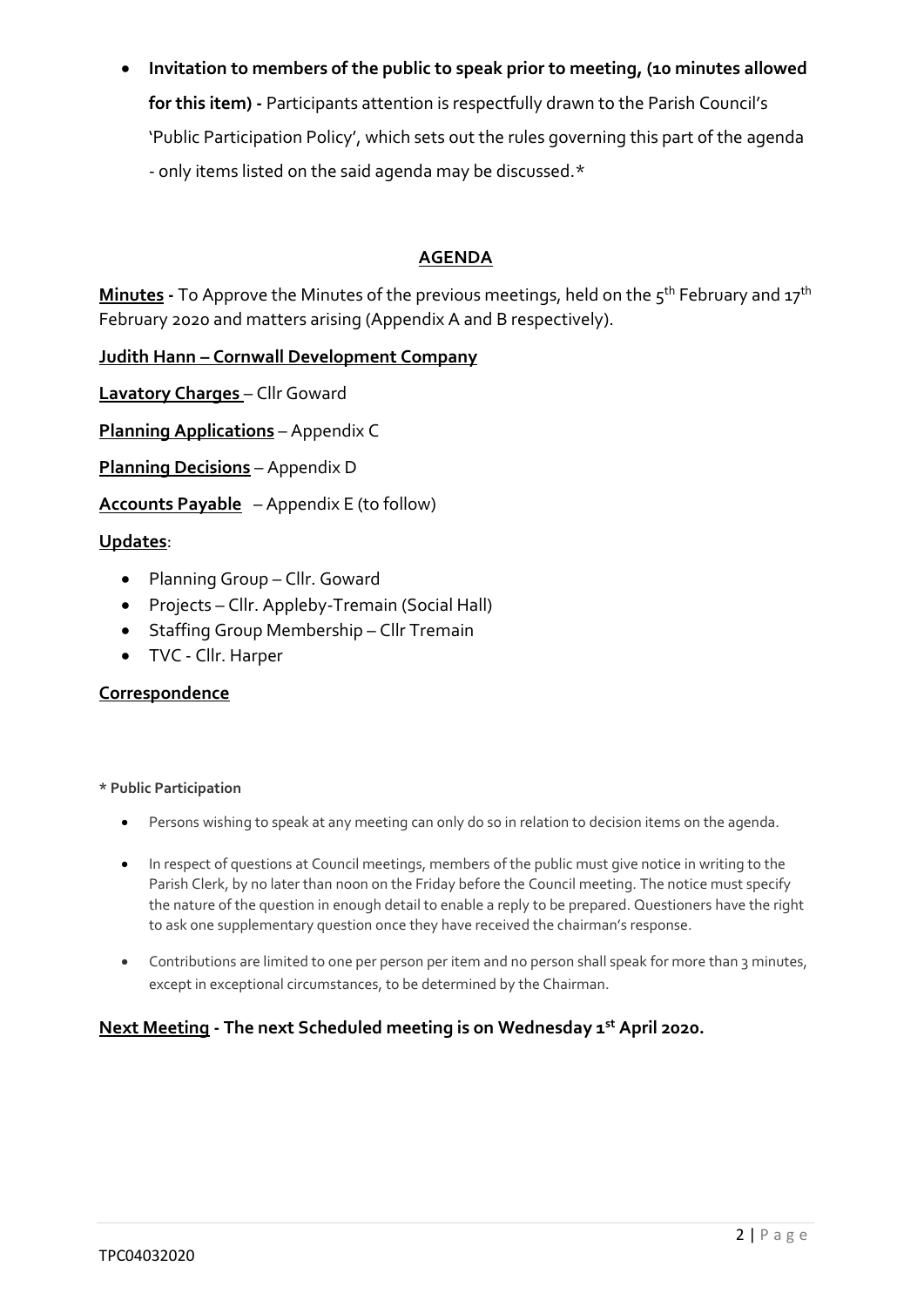- **Invitation to members of the public to speak prior to meeting, (10 minutes allowed for this item) -** Participants attention is respectfully drawn to the Parish Council's 'Public Participation Policy', which sets out the rules governing this part of the agenda - only items listed on the said agenda may be discussed.*

## AGENDA

**Minutes -** To Approve the Minutes of the previous meetings, held on the 5th February and 17th February 2020 and matters arising (Appendix A and B respectively).

**Judith Hann – Cornwall Development Company**

**Lavatory Charges** – Cllr Goward

**Planning Applications** – Appendix C

**Planning Decisions** – Appendix D

**Accounts Payable** – Appendix E (to follow)

**Updates**:

- Planning Group – Cllr. Goward
- Projects – Cllr. Appleby-Tremain (Social Hall)
- Staffing Group Membership – Cllr Tremain
- TVC - Cllr. Harper

**Correspondence**

**\* Public Participation**

- Persons wishing to speak at any meeting can only do so in relation to decision items on the agenda.
- In respect of questions at Council meetings, members of the public must give notice in writing to the Parish Clerk, by no later than noon on the Friday before the Council meeting. The notice must specify the nature of the question in enough detail to enable a reply to be prepared. Questioners have the right to ask one supplementary question once they have received the chairman's response.
- Contributions are limited to one per person per item and no person shall speak for more than 3 minutes, except in exceptional circumstances, to be determined by the Chairman.

**Next Meeting - The next Scheduled meeting is on Wednesday 1st April 2020.**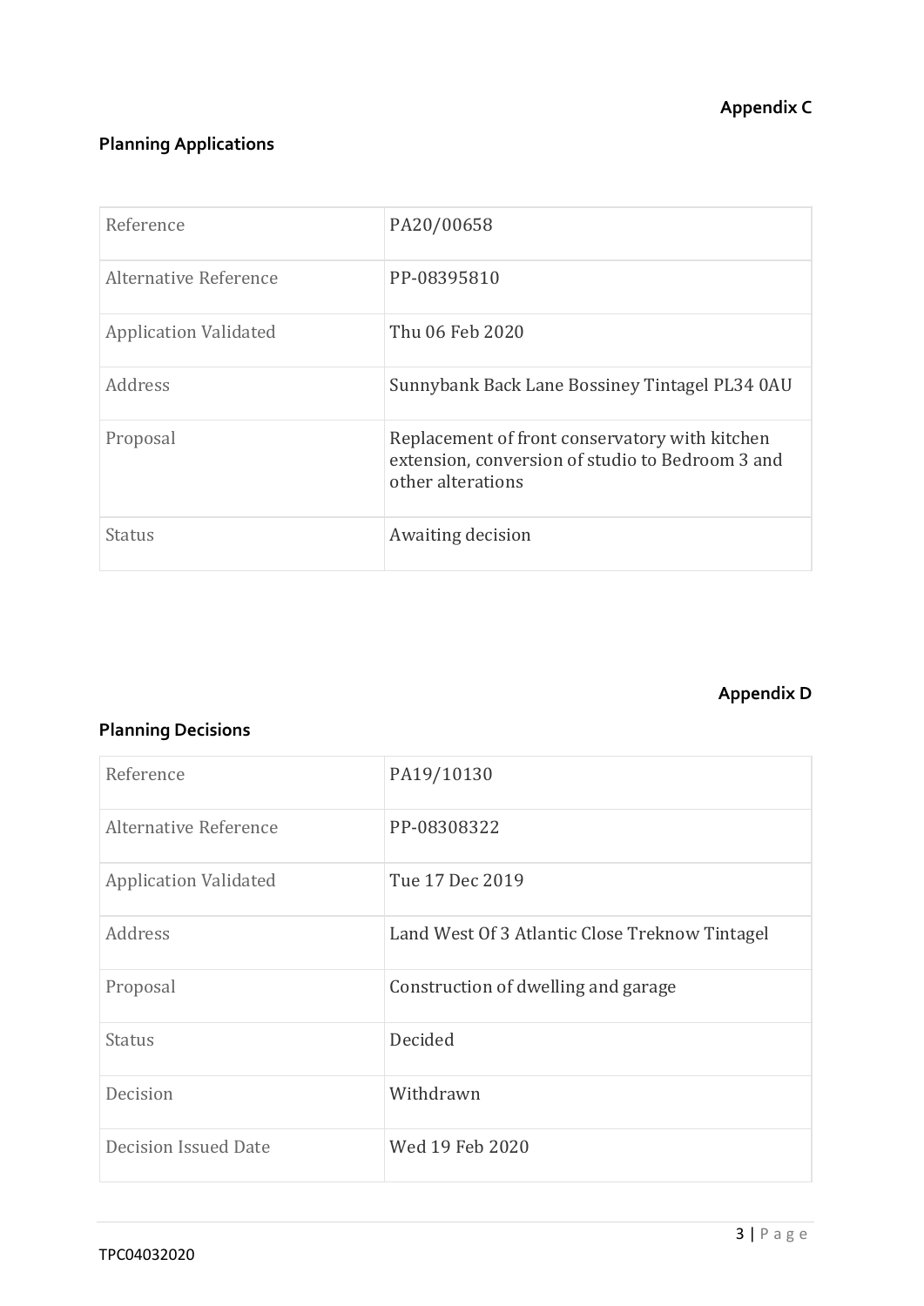**Appendix C**

## Planning Applications

| | |
|---|---|
| Reference | PA20/00658 |
| Alternative Reference | PP-08395810 |
| Application Validated | Thu 06 Feb 2020 |
| Address | Sunnybank Back Lane Bossiney Tintagel PL34 0AU |
| Proposal | Replacement of front conservatory with kitchen extension, conversion of studio to Bedroom 3 and other alterations |
| Status | Awaiting decision |

**Appendix D**

## Planning Decisions

| | |
|---|---|
| Reference | PA19/10130 |
| Alternative Reference | PP-08308322 |
| Application Validated | Tue 17 Dec 2019 |
| Address | Land West Of 3 Atlantic Close Treknow Tintagel |
| Proposal | Construction of dwelling and garage |
| Status | Decided |
| Decision | Withdrawn |
| Decision Issued Date | Wed 19 Feb 2020 |

TPC04032020